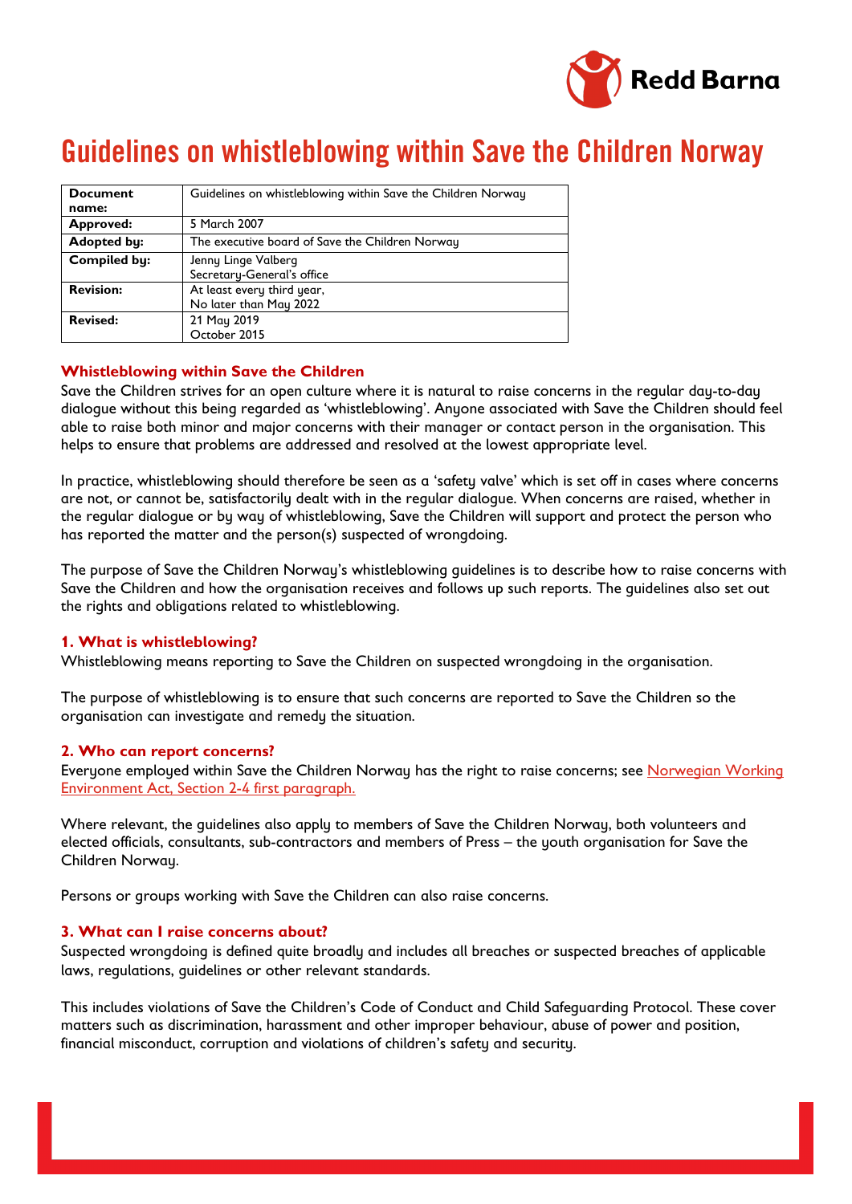# Guidelines on whistleblowing within Save the Children Norway

| | |
|---|---|
| **Document name:** | Guidelines on whistleblowing within Save the Children Norway |
| **Approved:** | 5 March 2007 |
| **Adopted by:** | The executive board of Save the Children Norway |
| **Compiled by:** | Jenny Linge Valberg<br>Secretary-General's office |
| **Revision:** | At least every third year,<br>No later than May 2022 |
| **Revised:** | 21 May 2019<br>October 2015 |

## Whistleblowing within Save the Children

Save the Children strives for an open culture where it is natural to raise concerns in the regular day-to-day dialogue without this being regarded as 'whistleblowing'. Anyone associated with Save the Children should feel able to raise both minor and major concerns with their manager or contact person in the organisation. This helps to ensure that problems are addressed and resolved at the lowest appropriate level.

In practice, whistleblowing should therefore be seen as a 'safety valve' which is set off in cases where concerns are not, or cannot be, satisfactorily dealt with in the regular dialogue. When concerns are raised, whether in the regular dialogue or by way of whistleblowing, Save the Children will support and protect the person who has reported the matter and the person(s) suspected of wrongdoing.

The purpose of Save the Children Norway's whistleblowing guidelines is to describe how to raise concerns with Save the Children and how the organisation receives and follows up such reports. The guidelines also set out the rights and obligations related to whistleblowing.

### 1. What is whistleblowing?

Whistleblowing means reporting to Save the Children on suspected wrongdoing in the organisation.

The purpose of whistleblowing is to ensure that such concerns are reported to Save the Children so the organisation can investigate and remedy the situation.

### 2. Who can report concerns?

Everyone employed within Save the Children Norway has the right to raise concerns; see Norwegian Working Environment Act, Section 2-4 first paragraph.

Where relevant, the guidelines also apply to members of Save the Children Norway, both volunteers and elected officials, consultants, sub-contractors and members of Press – the youth organisation for Save the Children Norway.

Persons or groups working with Save the Children can also raise concerns.

### 3. What can I raise concerns about?

Suspected wrongdoing is defined quite broadly and includes all breaches or suspected breaches of applicable laws, regulations, guidelines or other relevant standards.

This includes violations of Save the Children's Code of Conduct and Child Safeguarding Protocol. These cover matters such as discrimination, harassment and other improper behaviour, abuse of power and position, financial misconduct, corruption and violations of children's safety and security.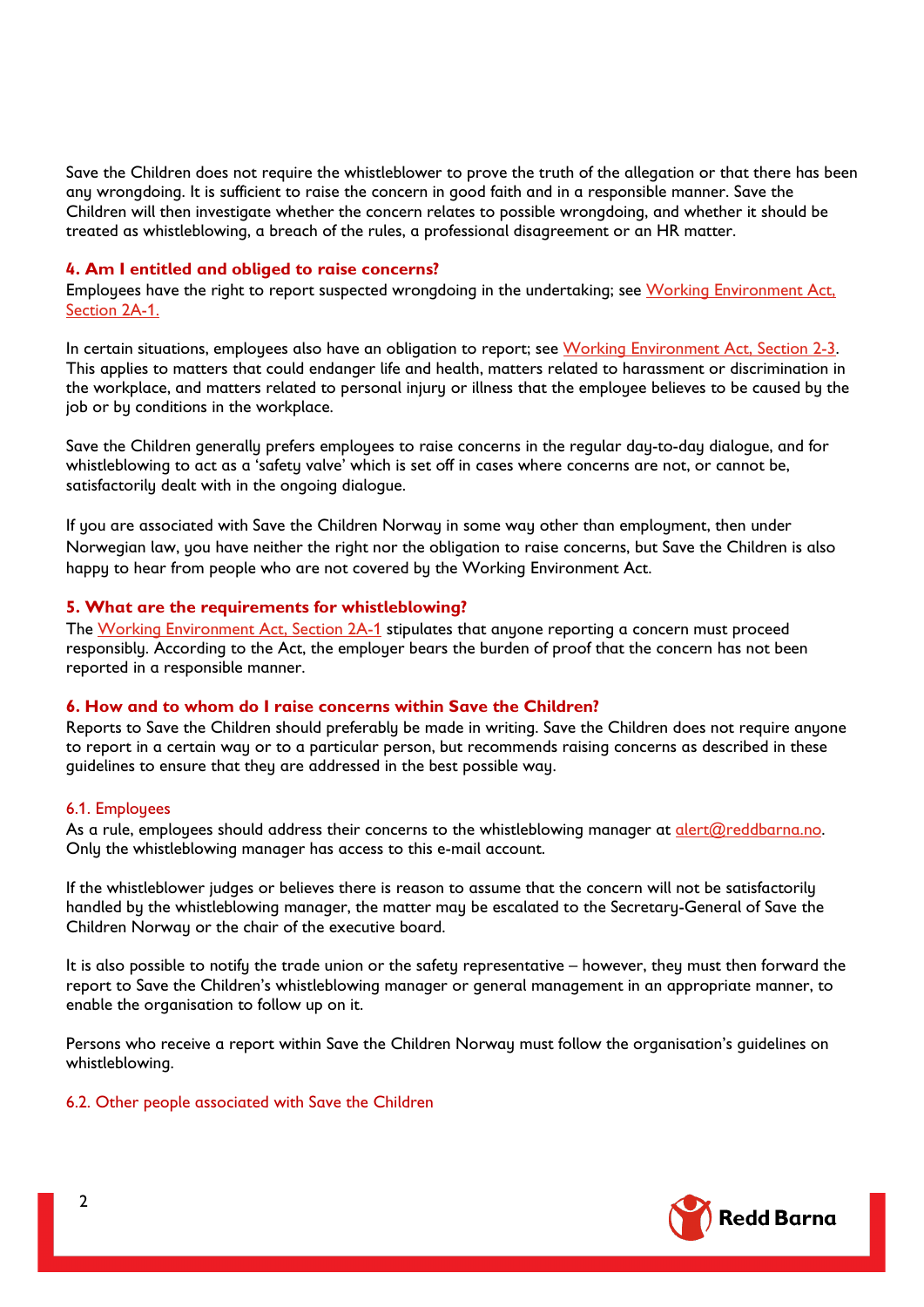Save the Children does not require the whistleblower to prove the truth of the allegation or that there has been any wrongdoing. It is sufficient to raise the concern in good faith and in a responsible manner. Save the Children will then investigate whether the concern relates to possible wrongdoing, and whether it should be treated as whistleblowing, a breach of the rules, a professional disagreement or an HR matter.

## 4. Am I entitled and obliged to raise concerns?

Employees have the right to report suspected wrongdoing in the undertaking; see Working Environment Act, Section 2A-1.

In certain situations, employees also have an obligation to report; see Working Environment Act, Section 2-3. This applies to matters that could endanger life and health, matters related to harassment or discrimination in the workplace, and matters related to personal injury or illness that the employee believes to be caused by the job or by conditions in the workplace.

Save the Children generally prefers employees to raise concerns in the regular day-to-day dialogue, and for whistleblowing to act as a 'safety valve' which is set off in cases where concerns are not, or cannot be, satisfactorily dealt with in the ongoing dialogue.

If you are associated with Save the Children Norway in some way other than employment, then under Norwegian law, you have neither the right nor the obligation to raise concerns, but Save the Children is also happy to hear from people who are not covered by the Working Environment Act.

## 5. What are the requirements for whistleblowing?

The Working Environment Act, Section 2A-1 stipulates that anyone reporting a concern must proceed responsibly. According to the Act, the employer bears the burden of proof that the concern has not been reported in a responsible manner.

## 6. How and to whom do I raise concerns within Save the Children?

Reports to Save the Children should preferably be made in writing. Save the Children does not require anyone to report in a certain way or to a particular person, but recommends raising concerns as described in these guidelines to ensure that they are addressed in the best possible way.

### 6.1. Employees

As a rule, employees should address their concerns to the whistleblowing manager at alert@reddbarna.no. Only the whistleblowing manager has access to this e-mail account.

If the whistleblower judges or believes there is reason to assume that the concern will not be satisfactorily handled by the whistleblowing manager, the matter may be escalated to the Secretary-General of Save the Children Norway or the chair of the executive board.

It is also possible to notify the trade union or the safety representative – however, they must then forward the report to Save the Children's whistleblowing manager or general management in an appropriate manner, to enable the organisation to follow up on it.

Persons who receive a report within Save the Children Norway must follow the organisation's guidelines on whistleblowing.

### 6.2. Other people associated with Save the Children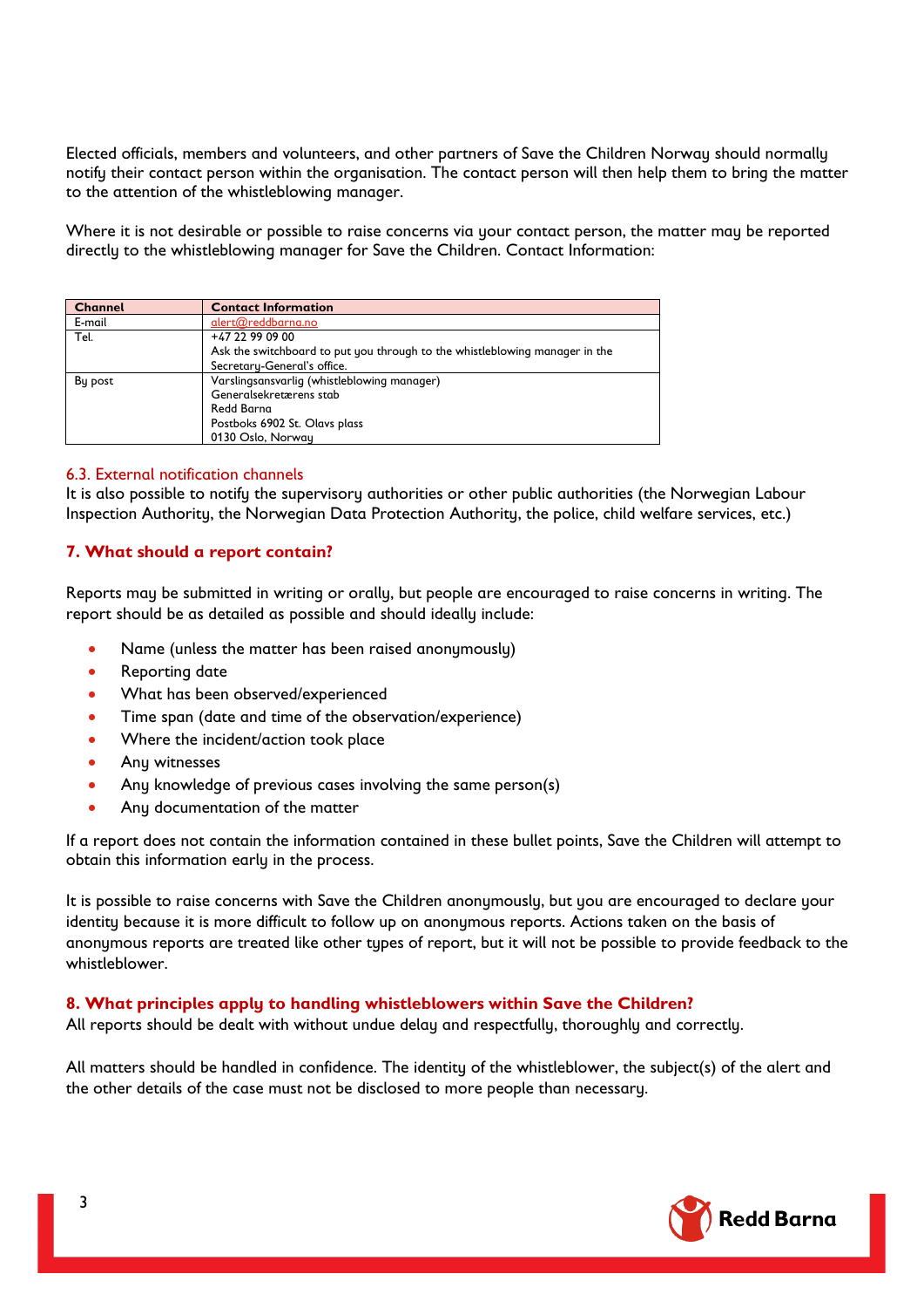Elected officials, members and volunteers, and other partners of Save the Children Norway should normally notify their contact person within the organisation. The contact person will then help them to bring the matter to the attention of the whistleblowing manager.

Where it is not desirable or possible to raise concerns via your contact person, the matter may be reported directly to the whistleblowing manager for Save the Children. Contact Information:

| Channel | Contact Information |
|---|---|
| E-mail | alert@reddbarna.no |
| Tel. | +47 22 99 09 00<br>Ask the switchboard to put you through to the whistleblowing manager in the Secretary-General's office. |
| By post | Varslingsansvarlig (whistleblowing manager)<br>Generalsekretærens stab<br>Redd Barna<br>Postboks 6902 St. Olavs plass<br>0130 Oslo, Norway |

### 6.3. External notification channels

It is also possible to notify the supervisory authorities or other public authorities (the Norwegian Labour Inspection Authority, the Norwegian Data Protection Authority, the police, child welfare services, etc.)

## 7. What should a report contain?

Reports may be submitted in writing or orally, but people are encouraged to raise concerns in writing. The report should be as detailed as possible and should ideally include:

- Name (unless the matter has been raised anonymously)
- Reporting date
- What has been observed/experienced
- Time span (date and time of the observation/experience)
- Where the incident/action took place
- Any witnesses
- Any knowledge of previous cases involving the same person(s)
- Any documentation of the matter

If a report does not contain the information contained in these bullet points, Save the Children will attempt to obtain this information early in the process.

It is possible to raise concerns with Save the Children anonymously, but you are encouraged to declare your identity because it is more difficult to follow up on anonymous reports. Actions taken on the basis of anonymous reports are treated like other types of report, but it will not be possible to provide feedback to the whistleblower.

## 8. What principles apply to handling whistleblowers within Save the Children?

All reports should be dealt with without undue delay and respectfully, thoroughly and correctly.

All matters should be handled in confidence. The identity of the whistleblower, the subject(s) of the alert and the other details of the case must not be disclosed to more people than necessary.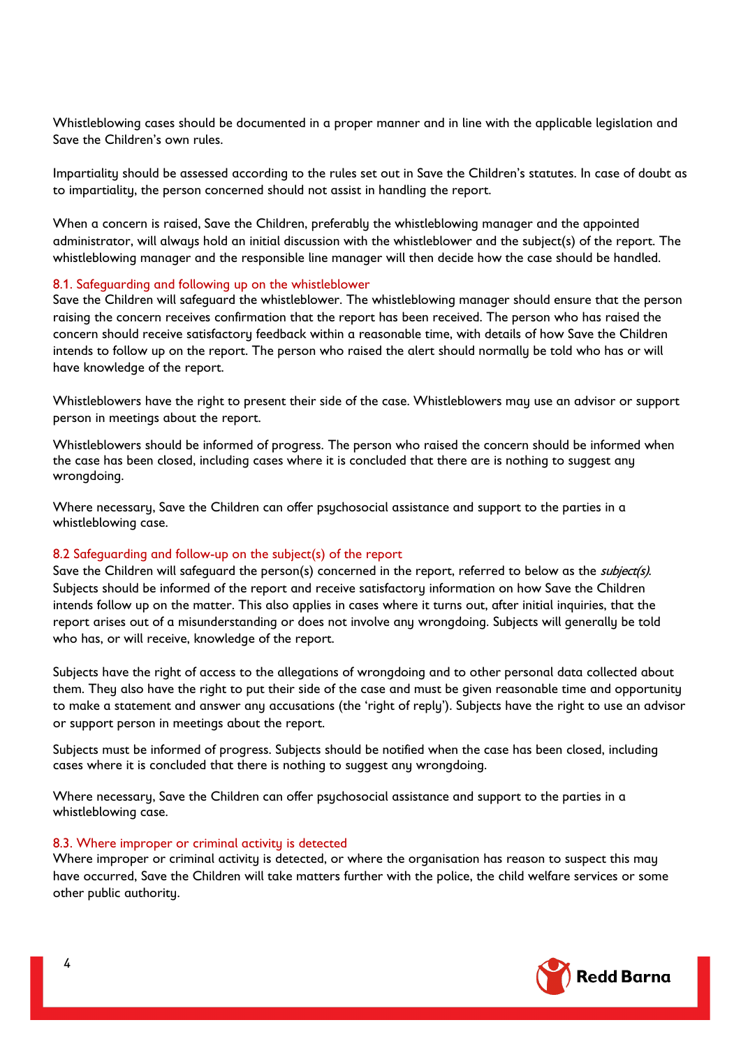Whistleblowing cases should be documented in a proper manner and in line with the applicable legislation and Save the Children's own rules.

Impartiality should be assessed according to the rules set out in Save the Children's statutes. In case of doubt as to impartiality, the person concerned should not assist in handling the report.

When a concern is raised, Save the Children, preferably the whistleblowing manager and the appointed administrator, will always hold an initial discussion with the whistleblower and the subject(s) of the report. The whistleblowing manager and the responsible line manager will then decide how the case should be handled.

### 8.1. Safeguarding and following up on the whistleblower

Save the Children will safeguard the whistleblower. The whistleblowing manager should ensure that the person raising the concern receives confirmation that the report has been received. The person who has raised the concern should receive satisfactory feedback within a reasonable time, with details of how Save the Children intends to follow up on the report. The person who raised the alert should normally be told who has or will have knowledge of the report.

Whistleblowers have the right to present their side of the case. Whistleblowers may use an advisor or support person in meetings about the report.

Whistleblowers should be informed of progress. The person who raised the concern should be informed when the case has been closed, including cases where it is concluded that there are is nothing to suggest any wrongdoing.

Where necessary, Save the Children can offer psychosocial assistance and support to the parties in a whistleblowing case.

### 8.2 Safeguarding and follow-up on the subject(s) of the report

Save the Children will safeguard the person(s) concerned in the report, referred to below as the *subject(s)*. Subjects should be informed of the report and receive satisfactory information on how Save the Children intends follow up on the matter. This also applies in cases where it turns out, after initial inquiries, that the report arises out of a misunderstanding or does not involve any wrongdoing. Subjects will generally be told who has, or will receive, knowledge of the report.

Subjects have the right of access to the allegations of wrongdoing and to other personal data collected about them. They also have the right to put their side of the case and must be given reasonable time and opportunity to make a statement and answer any accusations (the 'right of reply'). Subjects have the right to use an advisor or support person in meetings about the report.

Subjects must be informed of progress. Subjects should be notified when the case has been closed, including cases where it is concluded that there is nothing to suggest any wrongdoing.

Where necessary, Save the Children can offer psychosocial assistance and support to the parties in a whistleblowing case.

### 8.3. Where improper or criminal activity is detected

Where improper or criminal activity is detected, or where the organisation has reason to suspect this may have occurred, Save the Children will take matters further with the police, the child welfare services or some other public authority.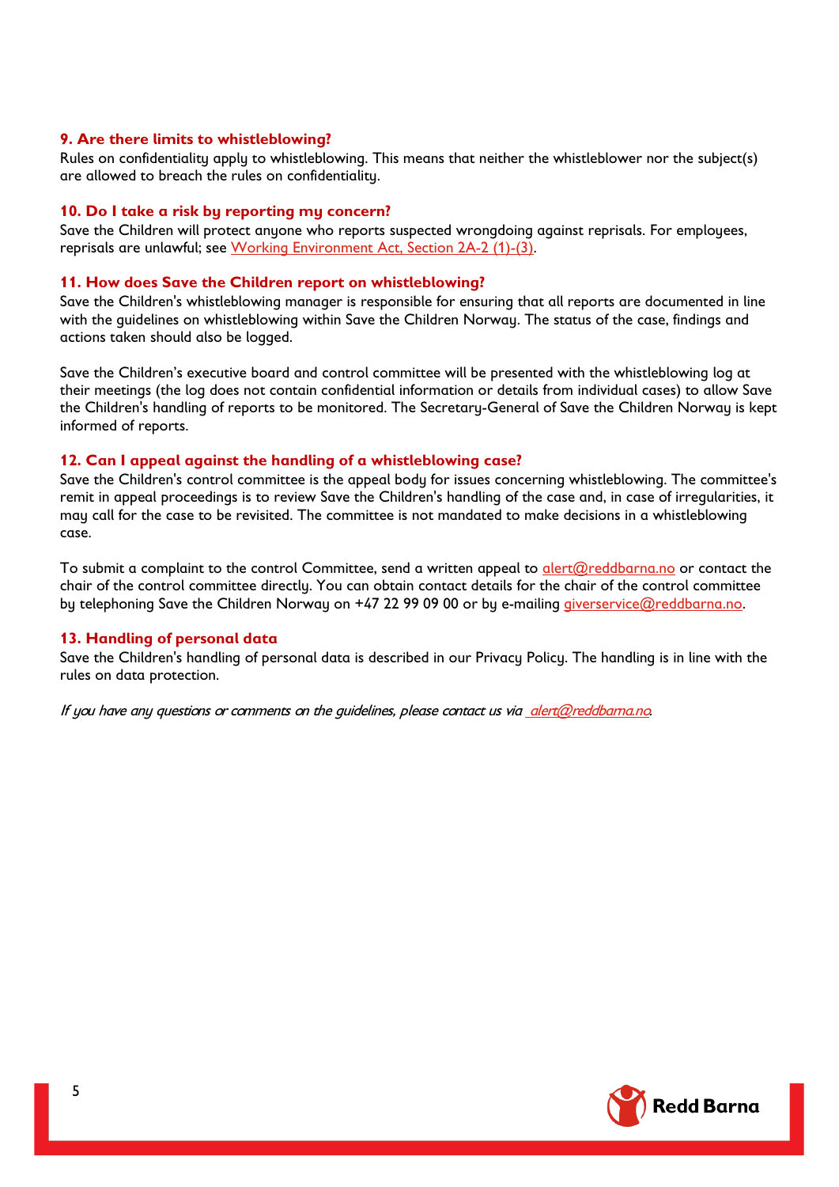### 9. Are there limits to whistleblowing?

Rules on confidentiality apply to whistleblowing. This means that neither the whistleblower nor the subject(s) are allowed to breach the rules on confidentiality.

### 10. Do I take a risk by reporting my concern?

Save the Children will protect anyone who reports suspected wrongdoing against reprisals. For employees, reprisals are unlawful; see Working Environment Act, Section 2A-2 (1)-(3).

### 11. How does Save the Children report on whistleblowing?

Save the Children's whistleblowing manager is responsible for ensuring that all reports are documented in line with the guidelines on whistleblowing within Save the Children Norway. The status of the case, findings and actions taken should also be logged.

Save the Children's executive board and control committee will be presented with the whistleblowing log at their meetings (the log does not contain confidential information or details from individual cases) to allow Save the Children's handling of reports to be monitored. The Secretary-General of Save the Children Norway is kept informed of reports.

### 12. Can I appeal against the handling of a whistleblowing case?

Save the Children's control committee is the appeal body for issues concerning whistleblowing. The committee's remit in appeal proceedings is to review Save the Children's handling of the case and, in case of irregularities, it may call for the case to be revisited. The committee is not mandated to make decisions in a whistleblowing case.

To submit a complaint to the control Committee, send a written appeal to alert@reddbarna.no or contact the chair of the control committee directly. You can obtain contact details for the chair of the control committee by telephoning Save the Children Norway on +47 22 99 09 00 or by e-mailing giverservice@reddbarna.no.

### 13. Handling of personal data

Save the Children's handling of personal data is described in our Privacy Policy. The handling is in line with the rules on data protection.

*If you have any questions or comments on the guidelines, please contact us via alert@reddbarna.no.*